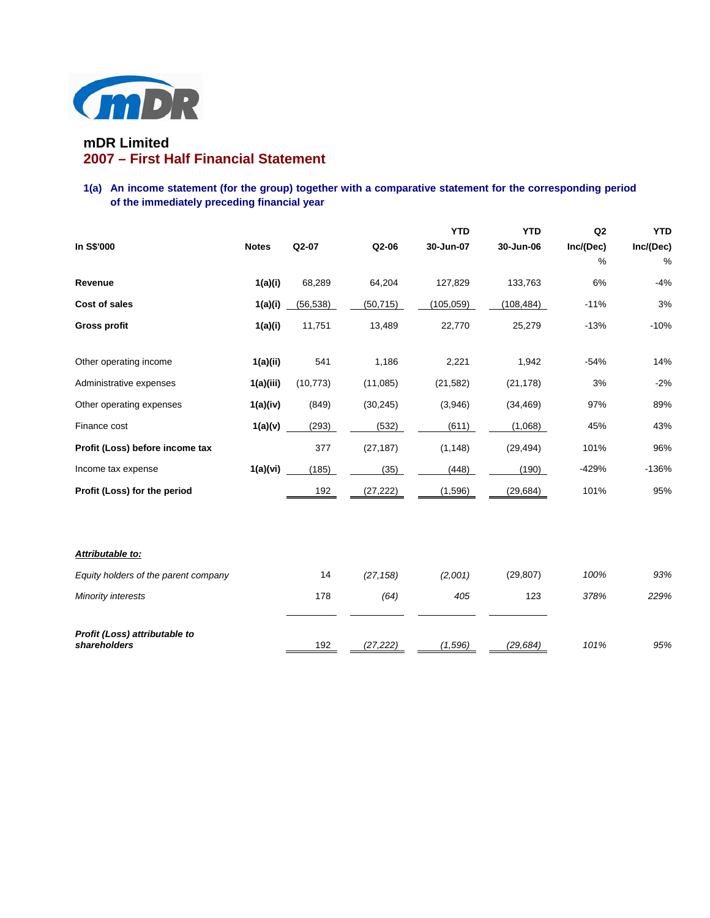# mDR Limited

## 2007 – First Half Financial Statement

### 1(a) An income statement (for the group) together with a comparative statement for the corresponding period of the immediately preceding financial year

| In S$'000 | Notes | Q2-07 | Q2-06 | YTD 30-Jun-07 | YTD 30-Jun-06 | Q2 Inc/(Dec) % | YTD Inc/(Dec) % |
|---|---|---|---|---|---|---|---|
| **Revenue** | **1(a)(i)** | 68,289 | 64,204 | 127,829 | 133,763 | 6% | -4% |
| **Cost of sales** | **1(a)(i)** | (56,538) | (50,715) | (105,059) | (108,484) | -11% | 3% |
| **Gross profit** | **1(a)(i)** | 11,751 | 13,489 | 22,770 | 25,279 | -13% | -10% |
| Other operating income | **1(a)(ii)** | 541 | 1,186 | 2,221 | 1,942 | -54% | 14% |
| Administrative expenses | **1(a)(iii)** | (10,773) | (11,085) | (21,582) | (21,178) | 3% | -2% |
| Other operating expenses | **1(a)(iv)** | (849) | (30,245) | (3,946) | (34,469) | 97% | 89% |
| Finance cost | **1(a)(v)** | (293) | (532) | (611) | (1,068) | 45% | 43% |
| **Profit (Loss) before income tax** | | 377 | (27,187) | (1,148) | (29,494) | 101% | 96% |
| Income tax expense | **1(a)(vi)** | (185) | (35) | (448) | (190) | -429% | -136% |
| **Profit (Loss) for the period** | | 192 | (27,222) | (1,596) | (29,684) | 101% | 95% |
| ***Attributable to:*** | | | | | | | |
| *Equity holders of the parent company* | | 14 | *(27,158)* | *(2,001)* | (29,807) | *100%* | *93%* |
| *Minority interests* | | 178 | *(64)* | *405* | 123 | *378%* | *229%* |
| ***Profit (Loss) attributable to shareholders*** | | 192 | *(27,222)* | *(1,596)* | *(29,684)* | *101%* | *95%* |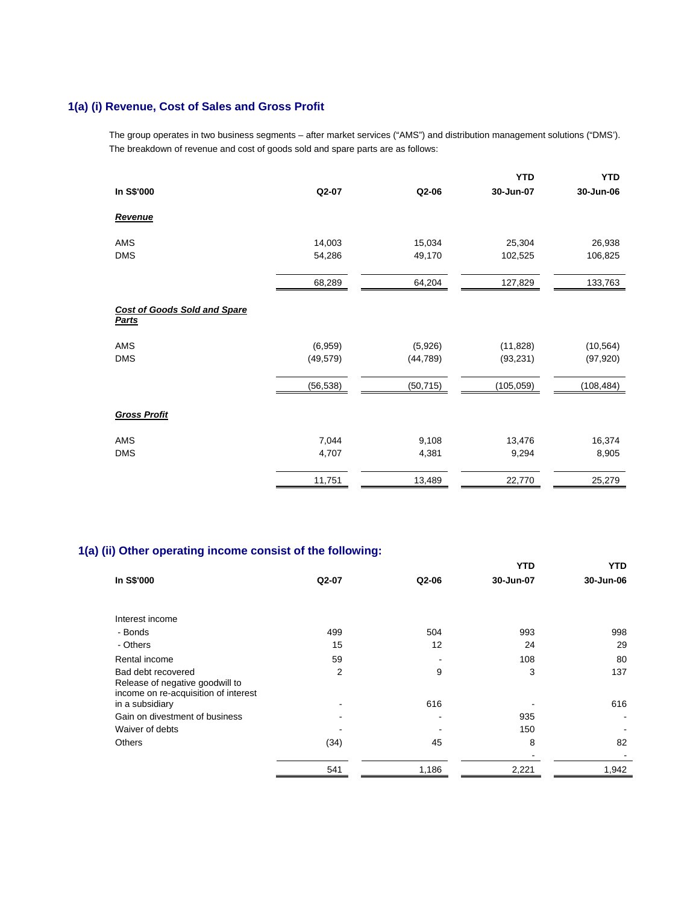### 1(a) (i) Revenue, Cost of Sales and Gross Profit

The group operates in two business segments – after market services ("AMS") and distribution management solutions ("DMS'). The breakdown of revenue and cost of goods sold and spare parts are as follows:

| In S$'000 | Q2-07 | Q2-06 | YTD 30-Jun-07 | YTD 30-Jun-06 |
|---|---|---|---|---|
| ***Revenue*** | | | | |
| AMS | 14,003 | 15,034 | 25,304 | 26,938 |
| DMS | 54,286 | 49,170 | 102,525 | 106,825 |
| | 68,289 | 64,204 | 127,829 | 133,763 |
| ***Cost of Goods Sold and Spare Parts*** | | | | |
| AMS | (6,959) | (5,926) | (11,828) | (10,564) |
| DMS | (49,579) | (44,789) | (93,231) | (97,920) |
| | (56,538) | (50,715) | (105,059) | (108,484) |
| ***Gross Profit*** | | | | |
| AMS | 7,044 | 9,108 | 13,476 | 16,374 |
| DMS | 4,707 | 4,381 | 9,294 | 8,905 |
| | 11,751 | 13,489 | 22,770 | 25,279 |

### 1(a) (ii) Other operating income consist of the following:

| In S$'000 | Q2-07 | Q2-06 | YTD 30-Jun-07 | YTD 30-Jun-06 |
|---|---|---|---|---|
| Interest income | | | | |
| - Bonds | 499 | 504 | 993 | 998 |
| - Others | 15 | 12 | 24 | 29 |
| Rental income | 59 | - | 108 | 80 |
| Bad debt recovered | 2 | 9 | 3 | 137 |
| Release of negative goodwill to income on re-acquisition of interest in a subsidiary | - | 616 | - | 616 |
| Gain on divestment of business | - | - | 935 | - |
| Waiver of debts | - | - | 150 | - |
| Others | (34) | 45 | 8 | 82 |
| | | | - | - |
| | 541 | 1,186 | 2,221 | 1,942 |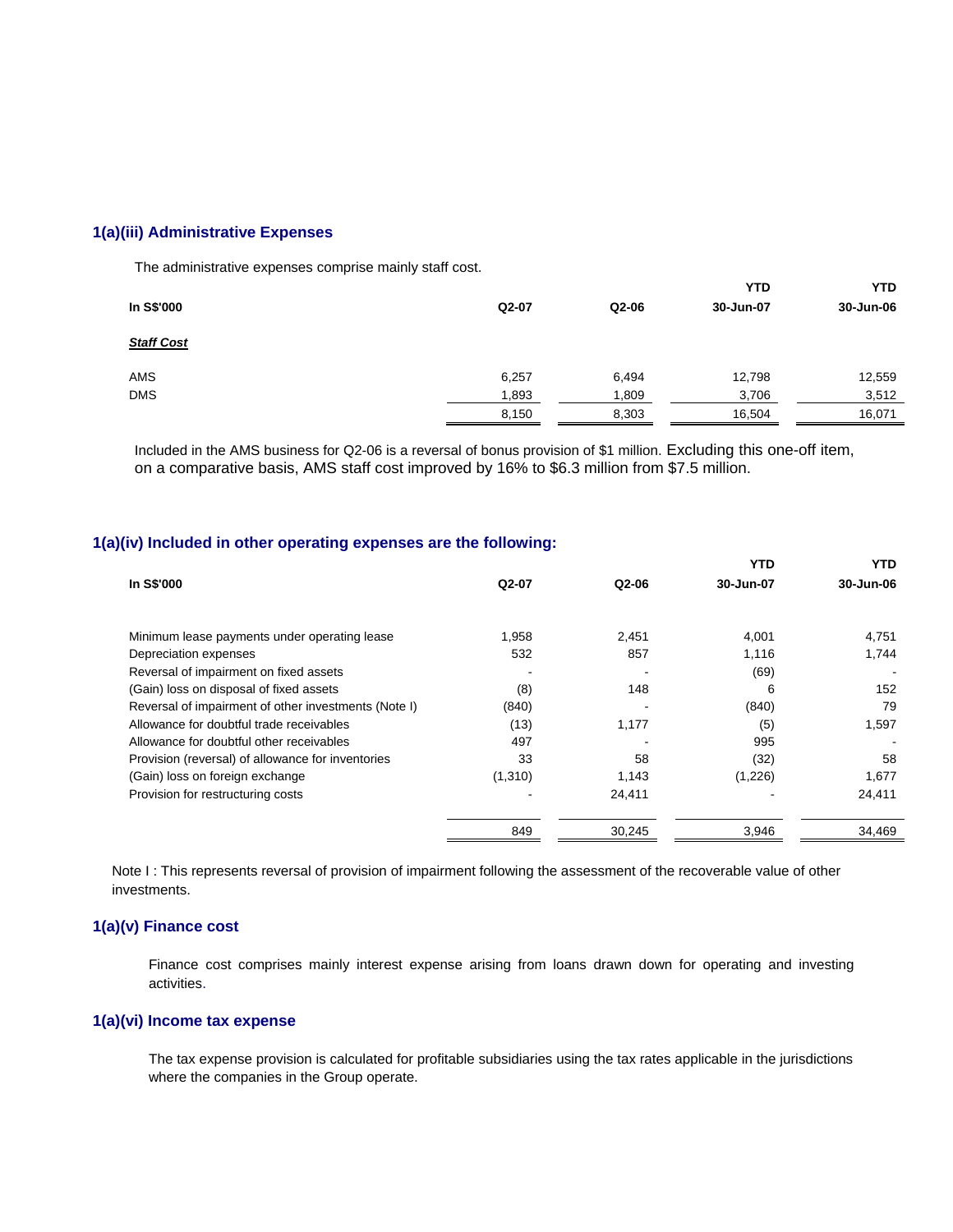## 1(a)(iii) Administrative Expenses

The administrative expenses comprise mainly staff cost.

| In S$'000 | Q2-07 | Q2-06 | YTD 30-Jun-07 | YTD 30-Jun-06 |
|---|---|---|---|---|
| ***Staff Cost*** | | | | |
| AMS | 6,257 | 6,494 | 12,798 | 12,559 |
| DMS | 1,893 | 1,809 | 3,706 | 3,512 |
| | 8,150 | 8,303 | 16,504 | 16,071 |

Included in the AMS business for Q2-06 is a reversal of bonus provision of $1 million. Excluding this one-off item, on a comparative basis, AMS staff cost improved by 16% to $6.3 million from $7.5 million.

## 1(a)(iv) Included in other operating expenses are the following:

| In S$'000 | Q2-07 | Q2-06 | YTD 30-Jun-07 | YTD 30-Jun-06 |
|---|---|---|---|---|
| Minimum lease payments under operating lease | 1,958 | 2,451 | 4,001 | 4,751 |
| Depreciation expenses | 532 | 857 | 1,116 | 1,744 |
| Reversal of impairment on fixed assets | - | - | (69) | - |
| (Gain) loss on disposal of fixed assets | (8) | 148 | 6 | 152 |
| Reversal of impairment of other investments (Note I) | (840) | - | (840) | 79 |
| Allowance for doubtful trade receivables | (13) | 1,177 | (5) | 1,597 |
| Allowance for doubtful other receivables | 497 | - | 995 | - |
| Provision (reversal) of allowance for inventories | 33 | 58 | (32) | 58 |
| (Gain) loss on foreign exchange | (1,310) | 1,143 | (1,226) | 1,677 |
| Provision for restructuring costs | - | 24,411 | - | 24,411 |
| | 849 | 30,245 | 3,946 | 34,469 |

Note I : This represents reversal of provision of impairment following the assessment of the recoverable value of other investments.

## 1(a)(v) Finance cost

Finance cost comprises mainly interest expense arising from loans drawn down for operating and investing activities.

## 1(a)(vi) Income tax expense

The tax expense provision is calculated for profitable subsidiaries using the tax rates applicable in the jurisdictions where the companies in the Group operate.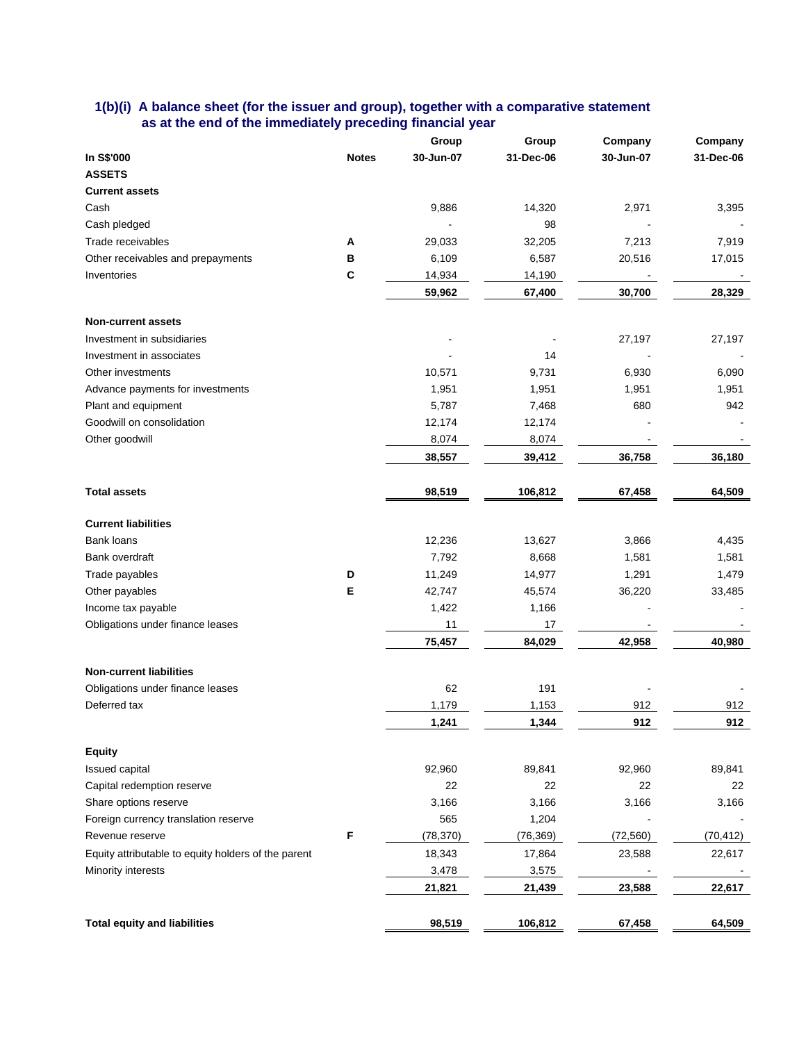### 1(b)(i) A balance sheet (for the issuer and group), together with a comparative statement as at the end of the immediately preceding financial year

| In S$'000 | Notes | Group 30-Jun-07 | Group 31-Dec-06 | Company 30-Jun-07 | Company 31-Dec-06 |
|---|---|---|---|---|---|
| **ASSETS** | | | | | |
| **Current assets** | | | | | |
| Cash | | 9,886 | 14,320 | 2,971 | 3,395 |
| Cash pledged | | - | 98 | - | - |
| Trade receivables | A | 29,033 | 32,205 | 7,213 | 7,919 |
| Other receivables and prepayments | B | 6,109 | 6,587 | 20,516 | 17,015 |
| Inventories | C | 14,934 | 14,190 | - | - |
| | | **59,962** | **67,400** | **30,700** | **28,329** |
| **Non-current assets** | | | | | |
| Investment in subsidiaries | | - | - | 27,197 | 27,197 |
| Investment in associates | | - | 14 | - | - |
| Other investments | | 10,571 | 9,731 | 6,930 | 6,090 |
| Advance payments for investments | | 1,951 | 1,951 | 1,951 | 1,951 |
| Plant and equipment | | 5,787 | 7,468 | 680 | 942 |
| Goodwill on consolidation | | 12,174 | 12,174 | - | - |
| Other goodwill | | 8,074 | 8,074 | - | - |
| | | **38,557** | **39,412** | **36,758** | **36,180** |
| **Total assets** | | **98,519** | **106,812** | **67,458** | **64,509** |
| **Current liabilities** | | | | | |
| Bank loans | | 12,236 | 13,627 | 3,866 | 4,435 |
| Bank overdraft | | 7,792 | 8,668 | 1,581 | 1,581 |
| Trade payables | D | 11,249 | 14,977 | 1,291 | 1,479 |
| Other payables | E | 42,747 | 45,574 | 36,220 | 33,485 |
| Income tax payable | | 1,422 | 1,166 | - | - |
| Obligations under finance leases | | 11 | 17 | - | - |
| | | **75,457** | **84,029** | **42,958** | **40,980** |
| **Non-current liabilities** | | | | | |
| Obligations under finance leases | | 62 | 191 | - | - |
| Deferred tax | | 1,179 | 1,153 | 912 | 912 |
| | | **1,241** | **1,344** | **912** | **912** |
| **Equity** | | | | | |
| Issued capital | | 92,960 | 89,841 | 92,960 | 89,841 |
| Capital redemption reserve | | 22 | 22 | 22 | 22 |
| Share options reserve | | 3,166 | 3,166 | 3,166 | 3,166 |
| Foreign currency translation reserve | | 565 | 1,204 | - | - |
| Revenue reserve | F | (78,370) | (76,369) | (72,560) | (70,412) |
| Equity attributable to equity holders of the parent | | 18,343 | 17,864 | 23,588 | 22,617 |
| Minority interests | | 3,478 | 3,575 | - | - |
| | | **21,821** | **21,439** | **23,588** | **22,617** |
| **Total equity and liabilities** | | **98,519** | **106,812** | **67,458** | **64,509** |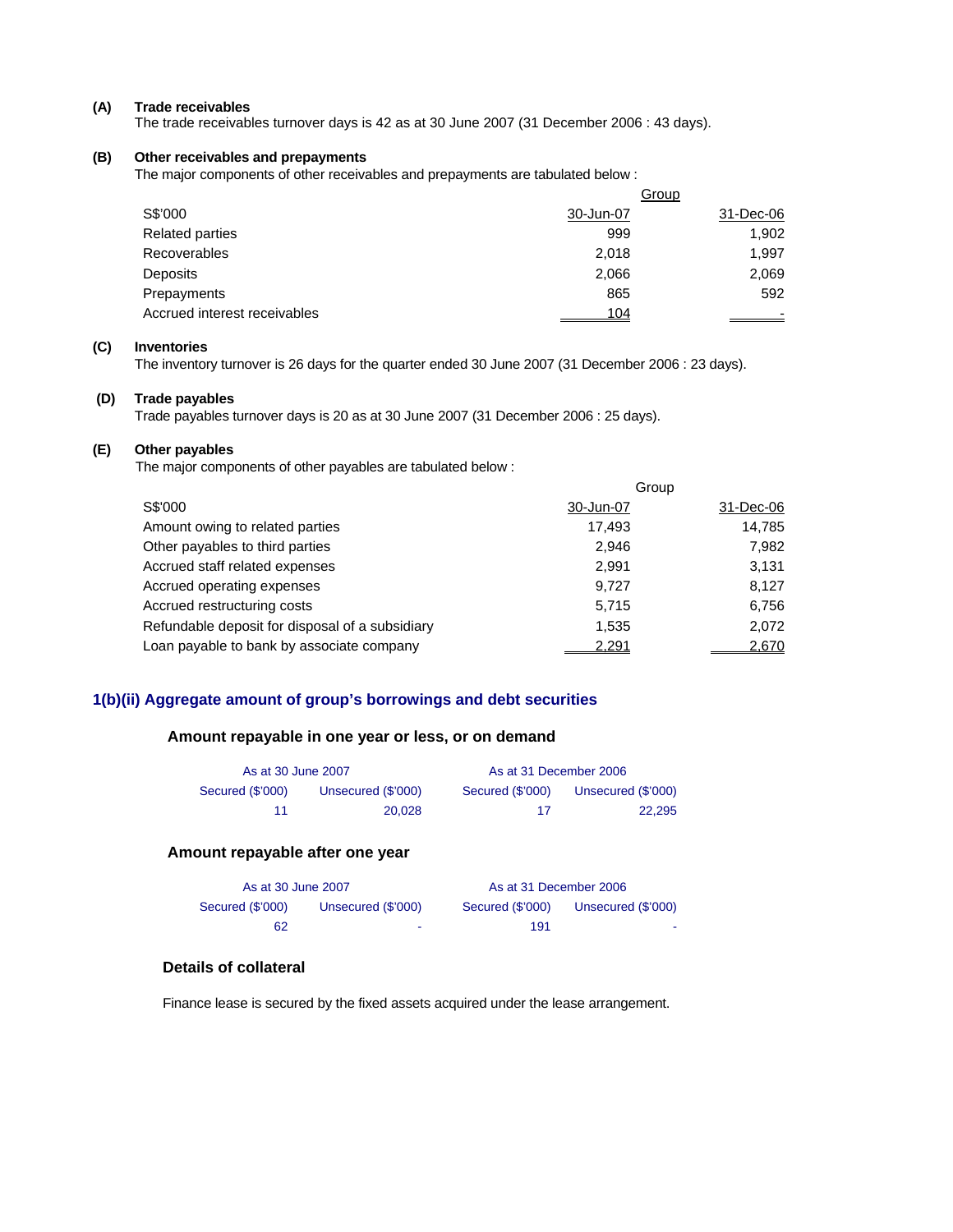**(A) Trade receivables**

The trade receivables turnover days is 42 as at 30 June 2007 (31 December 2006 : 43 days).

**(B) Other receivables and prepayments**

The major components of other receivables and prepayments are tabulated below :

| | Group | |
|---|---|---|
| S$'000 | 30-Jun-07 | 31-Dec-06 |
| Related parties | 999 | 1,902 |
| Recoverables | 2,018 | 1,997 |
| Deposits | 2,066 | 2,069 |
| Prepayments | 865 | 592 |
| Accrued interest receivables | 104 | - |

**(C) Inventories**

The inventory turnover is 26 days for the quarter ended 30 June 2007 (31 December 2006 : 23 days).

**(D) Trade payables**

Trade payables turnover days is 20 as at 30 June 2007 (31 December 2006 : 25 days).

**(E) Other payables**

The major components of other payables are tabulated below :

| | Group | |
|---|---|---|
| S$'000 | 30-Jun-07 | 31-Dec-06 |
| Amount owing to related parties | 17,493 | 14,785 |
| Other payables to third parties | 2,946 | 7,982 |
| Accrued staff related expenses | 2,991 | 3,131 |
| Accrued operating expenses | 9,727 | 8,127 |
| Accrued restructuring costs | 5,715 | 6,756 |
| Refundable deposit for disposal of a subsidiary | 1,535 | 2,072 |
| Loan payable to bank by associate company | 2,291 | 2,670 |

## 1(b)(ii) Aggregate amount of group's borrowings and debt securities

### Amount repayable in one year or less, or on demand

| As at 30 June 2007 | | As at 31 December 2006 | |
|---|---|---|---|
| Secured ($'000) | Unsecured ($'000) | Secured ($'000) | Unsecured ($'000) |
| 11 | 20,028 | 17 | 22,295 |

### Amount repayable after one year

| As at 30 June 2007 | | As at 31 December 2006 | |
|---|---|---|---|
| Secured ($'000) | Unsecured ($'000) | Secured ($'000) | Unsecured ($'000) |
| 62 | - | 191 | - |

### Details of collateral

Finance lease is secured by the fixed assets acquired under the lease arrangement.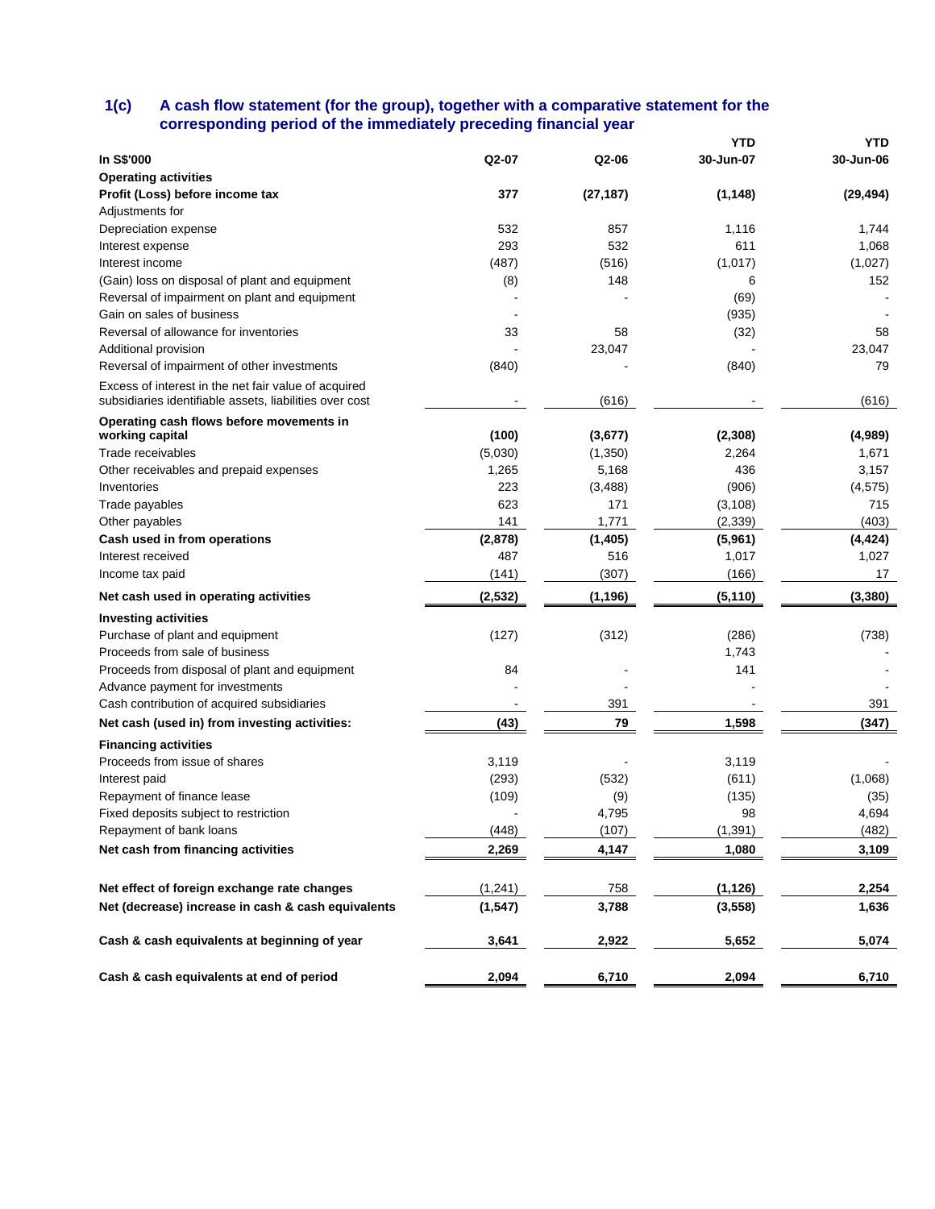## 1(c) A cash flow statement (for the group), together with a comparative statement for the corresponding period of the immediately preceding financial year

| In S$'000 | Q2-07 | Q2-06 | YTD 30-Jun-07 | YTD 30-Jun-06 |
|---|---|---|---|---|
| **Operating activities** | | | | |
| **Profit (Loss) before income tax** | **377** | **(27,187)** | **(1,148)** | **(29,494)** |
| Adjustments for | | | | |
| Depreciation expense | 532 | 857 | 1,116 | 1,744 |
| Interest expense | 293 | 532 | 611 | 1,068 |
| Interest income | (487) | (516) | (1,017) | (1,027) |
| (Gain) loss on disposal of plant and equipment | (8) | 148 | 6 | 152 |
| Reversal of impairment on plant and equipment | - | - | (69) | - |
| Gain on sales of business | - | | (935) | - |
| Reversal of allowance for inventories | 33 | 58 | (32) | 58 |
| Additional provision | - | 23,047 | | 23,047 |
| Reversal of impairment of other investments | (840) | - | (840) | 79 |
| Excess of interest in the net fair value of acquired subsidiaries identifiable assets, liabilities over cost | - | (616) | - | (616) |
| **Operating cash flows before movements in working capital** | **(100)** | **(3,677)** | **(2,308)** | **(4,989)** |
| Trade receivables | (5,030) | (1,350) | 2,264 | 1,671 |
| Other receivables and prepaid expenses | 1,265 | 5,168 | 436 | 3,157 |
| Inventories | 223 | (3,488) | (906) | (4,575) |
| Trade payables | 623 | 171 | (3,108) | 715 |
| Other payables | 141 | 1,771 | (2,339) | (403) |
| **Cash used in from operations** | **(2,878)** | **(1,405)** | **(5,961)** | **(4,424)** |
| Interest received | 487 | 516 | 1,017 | 1,027 |
| Income tax paid | (141) | (307) | (166) | 17 |
| **Net cash used in operating activities** | **(2,532)** | **(1,196)** | **(5,110)** | **(3,380)** |
| **Investing activities** | | | | |
| Purchase of plant and equipment | (127) | (312) | (286) | (738) |
| Proceeds from sale of business | | | 1,743 | - |
| Proceeds from disposal of plant and equipment | 84 | - | 141 | - |
| Advance payment for investments | - | - | - | - |
| Cash contribution of acquired subsidiaries | - | 391 | - | 391 |
| **Net cash (used in) from investing activities:** | **(43)** | **79** | **1,598** | **(347)** |
| **Financing activities** | | | | |
| Proceeds from issue of shares | 3,119 | - | 3,119 | - |
| Interest paid | (293) | (532) | (611) | (1,068) |
| Repayment of finance lease | (109) | (9) | (135) | (35) |
| Fixed deposits subject to restriction | - | 4,795 | 98 | 4,694 |
| Repayment of bank loans | (448) | (107) | (1,391) | (482) |
| **Net cash from financing activities** | **2,269** | **4,147** | **1,080** | **3,109** |
| **Net effect of foreign exchange rate changes** | (1,241) | 758 | **(1,126)** | **2,254** |
| **Net (decrease) increase in cash & cash equivalents** | **(1,547)** | **3,788** | **(3,558)** | **1,636** |
| **Cash & cash equivalents at beginning of year** | **3,641** | **2,922** | **5,652** | **5,074** |
| **Cash & cash equivalents at end of period** | **2,094** | **6,710** | **2,094** | **6,710** |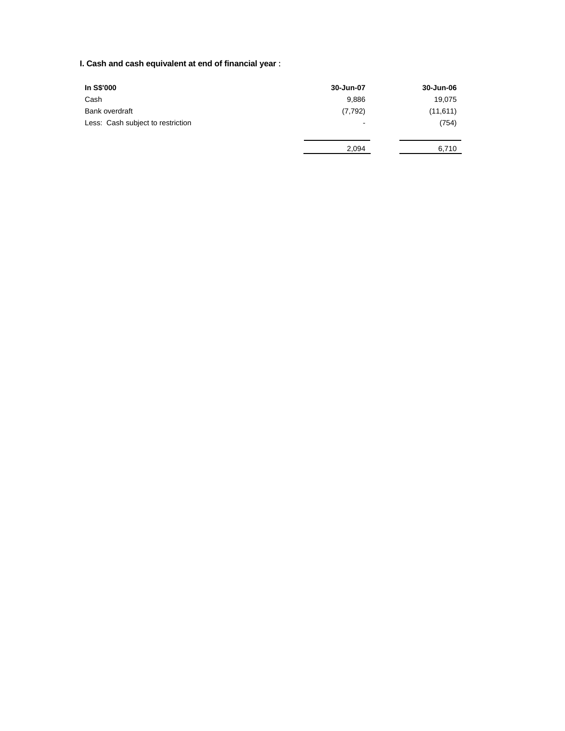**I. Cash and cash equivalent at end of financial year** :

| In S$'000 | 30-Jun-07 | 30-Jun-06 |
|---|---|---|
| Cash | 9,886 | 19,075 |
| Bank overdraft | (7,792) | (11,611) |
| Less: Cash subject to restriction | - | (754) |
| | 2,094 | 6,710 |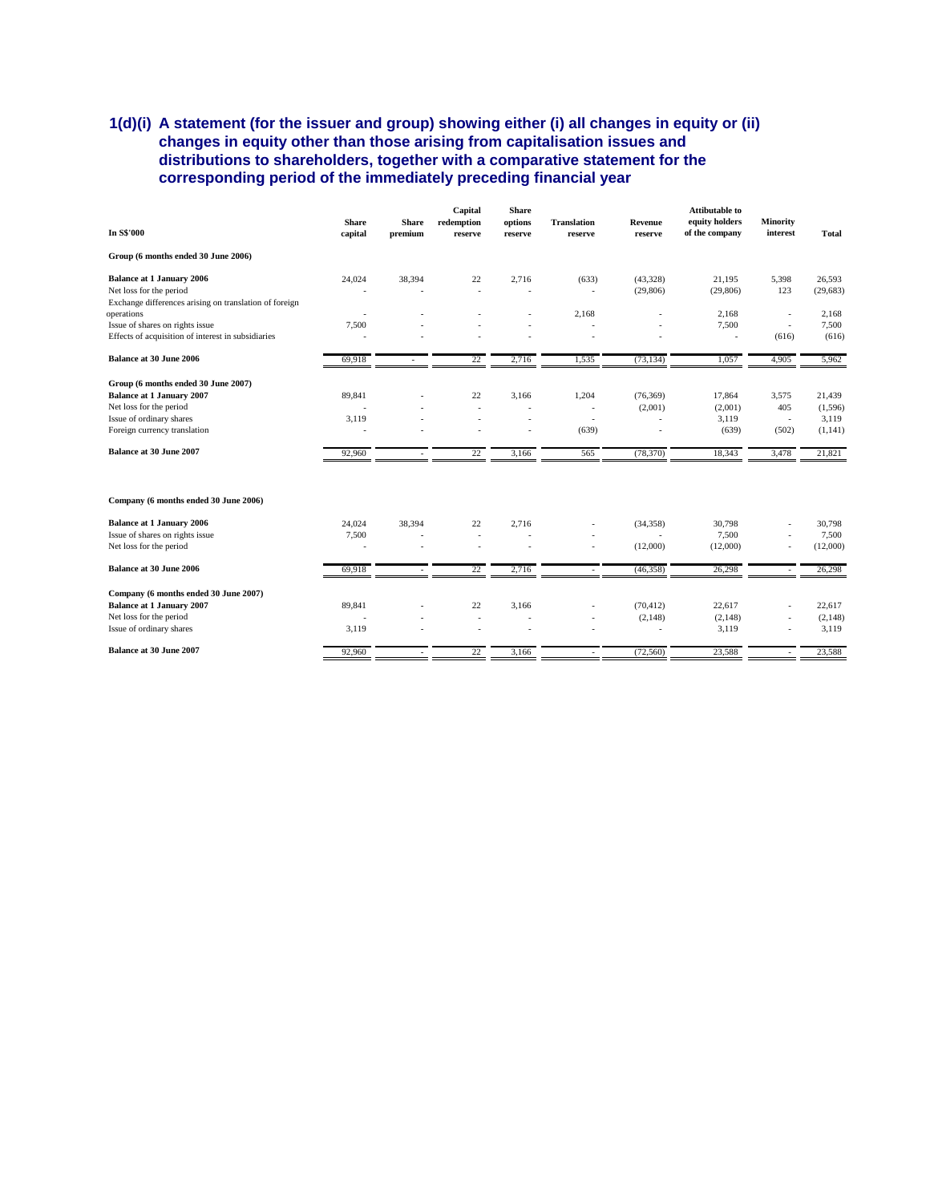## 1(d)(i) A statement (for the issuer and group) showing either (i) all changes in equity or (ii) changes in equity other than those arising from capitalisation issues and distributions to shareholders, together with a comparative statement for the corresponding period of the immediately preceding financial year

| In S$'000 | Share capital | Share premium | Capital redemption reserve | Share options reserve | Translation reserve | Revenue reserve | Attibutable to equity holders of the company | Minority interest | Total |
|---|---|---|---|---|---|---|---|---|---|
| **Group (6 months ended 30 June 2006)** | | | | | | | | | |
| **Balance at 1 January 2006** | 24,024 | 38,394 | 22 | 2,716 | (633) | (43,328) | 21,195 | 5,398 | 26,593 |
| Net loss for the period | - | - | - | - | - | (29,806) | (29,806) | 123 | (29,683) |
| Exchange differences arising on translation of foreign operations | - | - | - | - | 2,168 | - | 2,168 | - | 2,168 |
| Issue of shares on rights issue | 7,500 | - | - | - | - | - | 7,500 | - | 7,500 |
| Effects of acquisition of interest in subsidiaries | - | - | - | - | - | - | - | (616) | (616) |
| **Balance at 30 June 2006** | 69,918 | - | 22 | 2,716 | 1,535 | (73,134) | 1,057 | 4,905 | 5,962 |
| **Group (6 months ended 30 June 2007)** | | | | | | | | | |
| **Balance at 1 January 2007** | 89,841 | - | 22 | 3,166 | 1,204 | (76,369) | 17,864 | 3,575 | 21,439 |
| Net loss for the period | - | - | - | - | - | (2,001) | (2,001) | 405 | (1,596) |
| Issue of ordinary shares | 3,119 | - | - | - | - | - | 3,119 | - | 3,119 |
| Foreign currency translation | - | - | - | - | (639) | - | (639) | (502) | (1,141) |
| **Balance at 30 June 2007** | 92,960 | - | 22 | 3,166 | 565 | (78,370) | 18,343 | 3,478 | 21,821 |
| **Company (6 months ended 30 June 2006)** | | | | | | | | | |
| **Balance at 1 January 2006** | 24,024 | 38,394 | 22 | 2,716 | - | (34,358) | 30,798 | - | 30,798 |
| Issue of shares on rights issue | 7,500 | - | - | - | - | - | 7,500 | - | 7,500 |
| Net loss for the period | - | - | - | - | - | (12,000) | (12,000) | - | (12,000) |
| **Balance at 30 June 2006** | 69,918 | - | 22 | 2,716 | - | (46,358) | 26,298 | - | 26,298 |
| **Company (6 months ended 30 June 2007)** | | | | | | | | | |
| **Balance at 1 January 2007** | 89,841 | - | 22 | 3,166 | - | (70,412) | 22,617 | - | 22,617 |
| Net loss for the period | - | - | - | - | - | (2,148) | (2,148) | - | (2,148) |
| Issue of ordinary shares | 3,119 | - | - | - | - | - | 3,119 | - | 3,119 |
| **Balance at 30 June 2007** | 92,960 | - | 22 | 3,166 | - | (72,560) | 23,588 | - | 23,588 |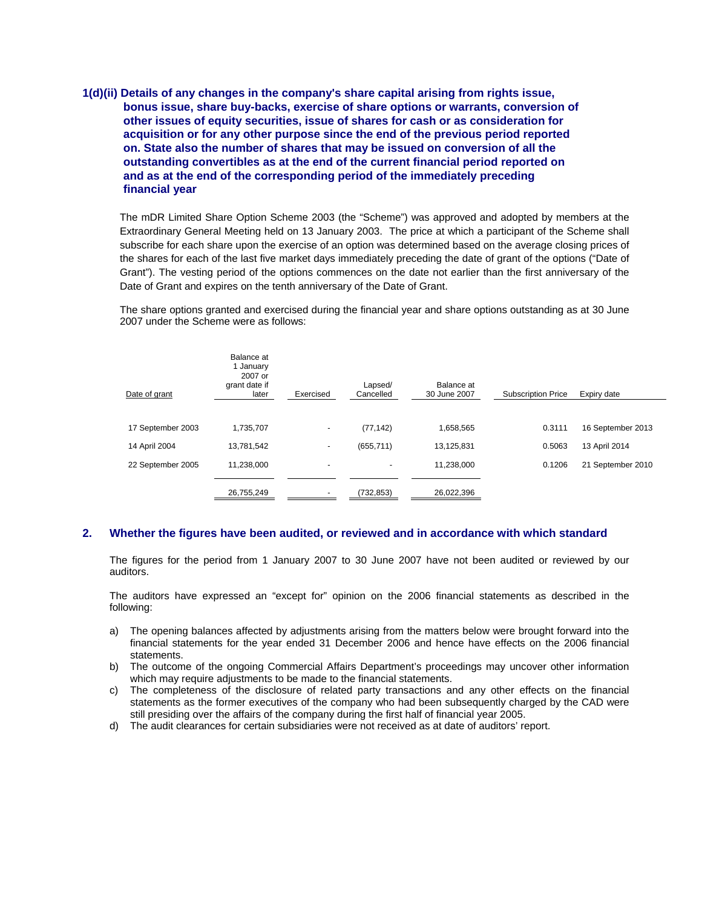### 1(d)(ii) Details of any changes in the company's share capital arising from rights issue, bonus issue, share buy-backs, exercise of share options or warrants, conversion of other issues of equity securities, issue of shares for cash or as consideration for acquisition or for any other purpose since the end of the previous period reported on. State also the number of shares that may be issued on conversion of all the outstanding convertibles as at the end of the current financial period reported on and as at the end of the corresponding period of the immediately preceding financial year

The mDR Limited Share Option Scheme 2003 (the "Scheme") was approved and adopted by members at the Extraordinary General Meeting held on 13 January 2003. The price at which a participant of the Scheme shall subscribe for each share upon the exercise of an option was determined based on the average closing prices of the shares for each of the last five market days immediately preceding the date of grant of the options ("Date of Grant"). The vesting period of the options commences on the date not earlier than the first anniversary of the Date of Grant and expires on the tenth anniversary of the Date of Grant.

The share options granted and exercised during the financial year and share options outstanding as at 30 June 2007 under the Scheme were as follows:

| Date of grant | Balance at 1 January 2007 or grant date if later | Exercised | Lapsed/ Cancelled | Balance at 30 June 2007 | Subscription Price | Expiry date |
|---|---|---|---|---|---|---|
| 17 September 2003 | 1,735,707 | - | (77,142) | 1,658,565 | 0.3111 | 16 September 2013 |
| 14 April 2004 | 13,781,542 | - | (655,711) | 13,125,831 | 0.5063 | 13 April 2014 |
| 22 September 2005 | 11,238,000 | - | - | 11,238,000 | 0.1206 | 21 September 2010 |
| | 26,755,249 | - | (732,853) | 26,022,396 | | |

## 2. Whether the figures have been audited, or reviewed and in accordance with which standard

The figures for the period from 1 January 2007 to 30 June 2007 have not been audited or reviewed by our auditors.

The auditors have expressed an "except for" opinion on the 2006 financial statements as described in the following:

a) The opening balances affected by adjustments arising from the matters below were brought forward into the financial statements for the year ended 31 December 2006 and hence have effects on the 2006 financial statements.
b) The outcome of the ongoing Commercial Affairs Department's proceedings may uncover other information which may require adjustments to be made to the financial statements.
c) The completeness of the disclosure of related party transactions and any other effects on the financial statements as the former executives of the company who had been subsequently charged by the CAD were still presiding over the affairs of the company during the first half of financial year 2005.
d) The audit clearances for certain subsidiaries were not received as at date of auditors' report.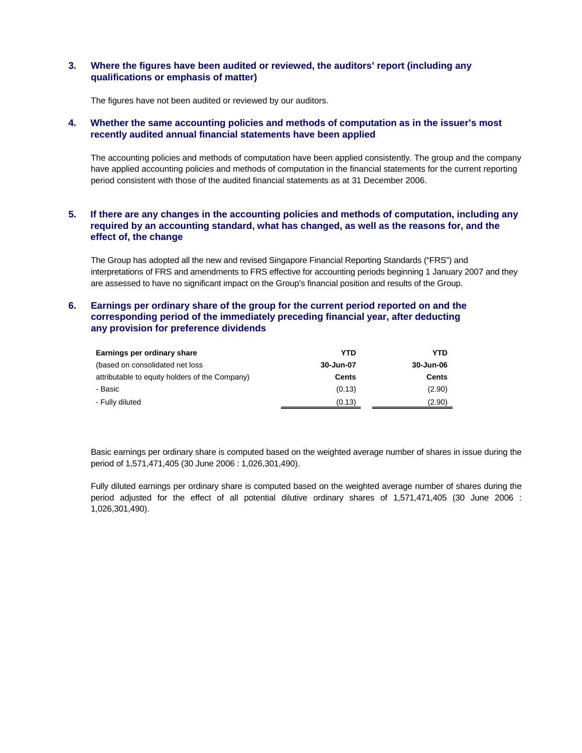### 3. Where the figures have been audited or reviewed, the auditors' report (including any qualifications or emphasis of matter)

The figures have not been audited or reviewed by our auditors.

### 4. Whether the same accounting policies and methods of computation as in the issuer's most recently audited annual financial statements have been applied

The accounting policies and methods of computation have been applied consistently. The group and the company have applied accounting policies and methods of computation in the financial statements for the current reporting period consistent with those of the audited financial statements as at 31 December 2006.

### 5. If there are any changes in the accounting policies and methods of computation, including any required by an accounting standard, what has changed, as well as the reasons for, and the effect of, the change

The Group has adopted all the new and revised Singapore Financial Reporting Standards ("FRS") and interpretations of FRS and amendments to FRS effective for accounting periods beginning 1 January 2007 and they are assessed to have no significant impact on the Group's financial position and results of the Group.

### 6. Earnings per ordinary share of the group for the current period reported on and the corresponding period of the immediately preceding financial year, after deducting any provision for preference dividends

| **Earnings per ordinary share** | **YTD** | **YTD** |
|---|---|---|
| (based on consolidated net loss | **30-Jun-07** | **30-Jun-06** |
| attributable to equity holders of the Company) | **Cents** | **Cents** |
| - Basic | (0.13) | (2.90) |
| - Fully diluted | (0.13) | (2.90) |

Basic earnings per ordinary share is computed based on the weighted average number of shares in issue during the period of 1,571,471,405 (30 June 2006 : 1,026,301,490).

Fully diluted earnings per ordinary share is computed based on the weighted average number of shares during the period adjusted for the effect of all potential dilutive ordinary shares of 1,571,471,405 (30 June 2006 : 1,026,301,490).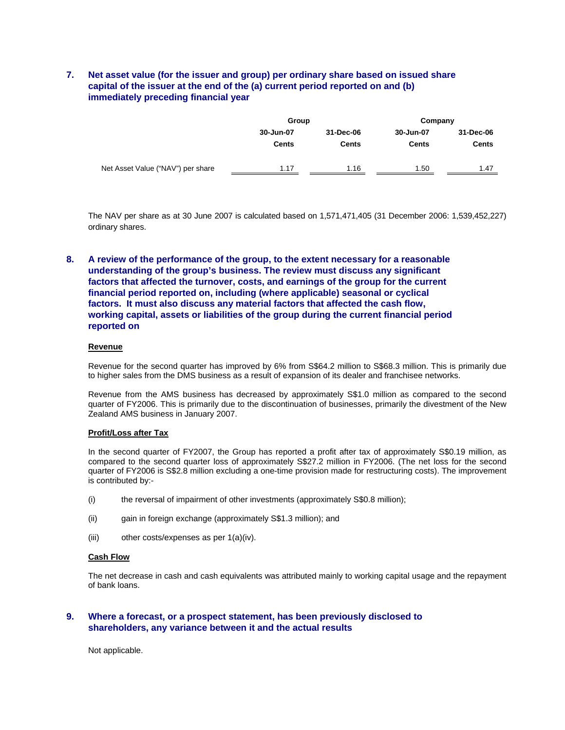## 7. Net asset value (for the issuer and group) per ordinary share based on issued share capital of the issuer at the end of the (a) current period reported on and (b) immediately preceding financial year

| | Group | | Company | |
|---|---|---|---|---|
| | 30-Jun-07 | 31-Dec-06 | 30-Jun-07 | 31-Dec-06 |
| | Cents | Cents | Cents | Cents |
| Net Asset Value ("NAV") per share | 1.17 | 1.16 | 1.50 | 1.47 |

The NAV per share as at 30 June 2007 is calculated based on 1,571,471,405 (31 December 2006: 1,539,452,227) ordinary shares.

## 8. A review of the performance of the group, to the extent necessary for a reasonable understanding of the group's business. The review must discuss any significant factors that affected the turnover, costs, and earnings of the group for the current financial period reported on, including (where applicable) seasonal or cyclical factors. It must also discuss any material factors that affected the cash flow, working capital, assets or liabilities of the group during the current financial period reported on

**Revenue**

Revenue for the second quarter has improved by 6% from S$64.2 million to S$68.3 million. This is primarily due to higher sales from the DMS business as a result of expansion of its dealer and franchisee networks.

Revenue from the AMS business has decreased by approximately S$1.0 million as compared to the second quarter of FY2006. This is primarily due to the discontinuation of businesses, primarily the divestment of the New Zealand AMS business in January 2007.

**Profit/Loss after Tax**

In the second quarter of FY2007, the Group has reported a profit after tax of approximately S$0.19 million, as compared to the second quarter loss of approximately S$27.2 million in FY2006. (The net loss for the second quarter of FY2006 is S$2.8 million excluding a one-time provision made for restructuring costs). The improvement is contributed by:-

(i) the reversal of impairment of other investments (approximately S$0.8 million);

(ii) gain in foreign exchange (approximately S$1.3 million); and

(iii) other costs/expenses as per 1(a)(iv).

**Cash Flow**

The net decrease in cash and cash equivalents was attributed mainly to working capital usage and the repayment of bank loans.

## 9. Where a forecast, or a prospect statement, has been previously disclosed to shareholders, any variance between it and the actual results

Not applicable.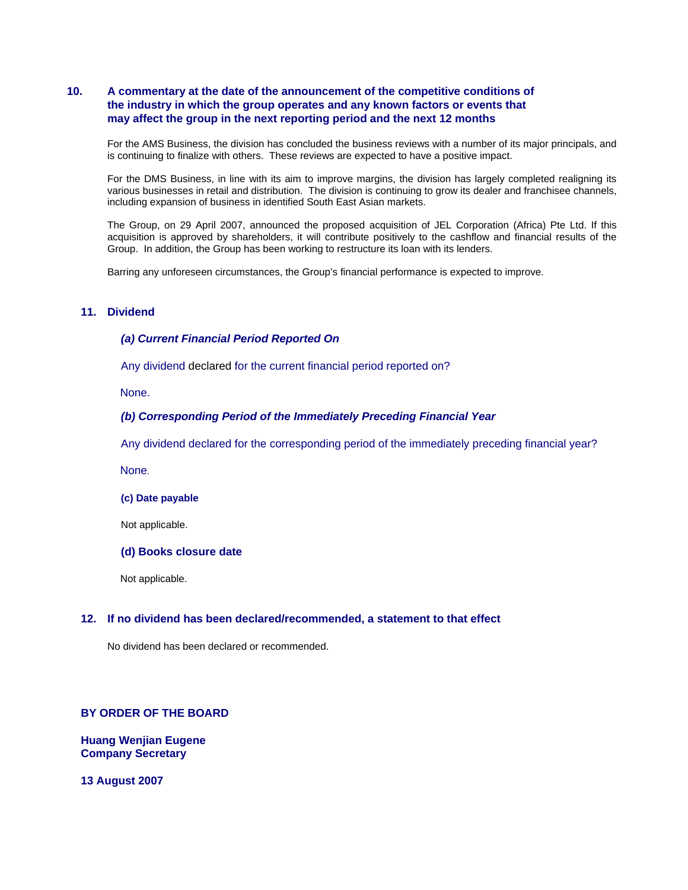## 10. A commentary at the date of the announcement of the competitive conditions of the industry in which the group operates and any known factors or events that may affect the group in the next reporting period and the next 12 months

For the AMS Business, the division has concluded the business reviews with a number of its major principals, and is continuing to finalize with others. These reviews are expected to have a positive impact.

For the DMS Business, in line with its aim to improve margins, the division has largely completed realigning its various businesses in retail and distribution. The division is continuing to grow its dealer and franchisee channels, including expansion of business in identified South East Asian markets.

The Group, on 29 April 2007, announced the proposed acquisition of JEL Corporation (Africa) Pte Ltd. If this acquisition is approved by shareholders, it will contribute positively to the cashflow and financial results of the Group. In addition, the Group has been working to restructure its loan with its lenders.

Barring any unforeseen circumstances, the Group's financial performance is expected to improve.

## 11. Dividend

### *(a) Current Financial Period Reported On*

Any dividend declared for the current financial period reported on?

None.

### *(b) Corresponding Period of the Immediately Preceding Financial Year*

Any dividend declared for the corresponding period of the immediately preceding financial year?

None.

### (c) Date payable

Not applicable.

### (d) Books closure date

Not applicable.

## 12. If no dividend has been declared/recommended, a statement to that effect

No dividend has been declared or recommended.

**BY ORDER OF THE BOARD**

**Huang Wenjian Eugene**
**Company Secretary**

**13 August 2007**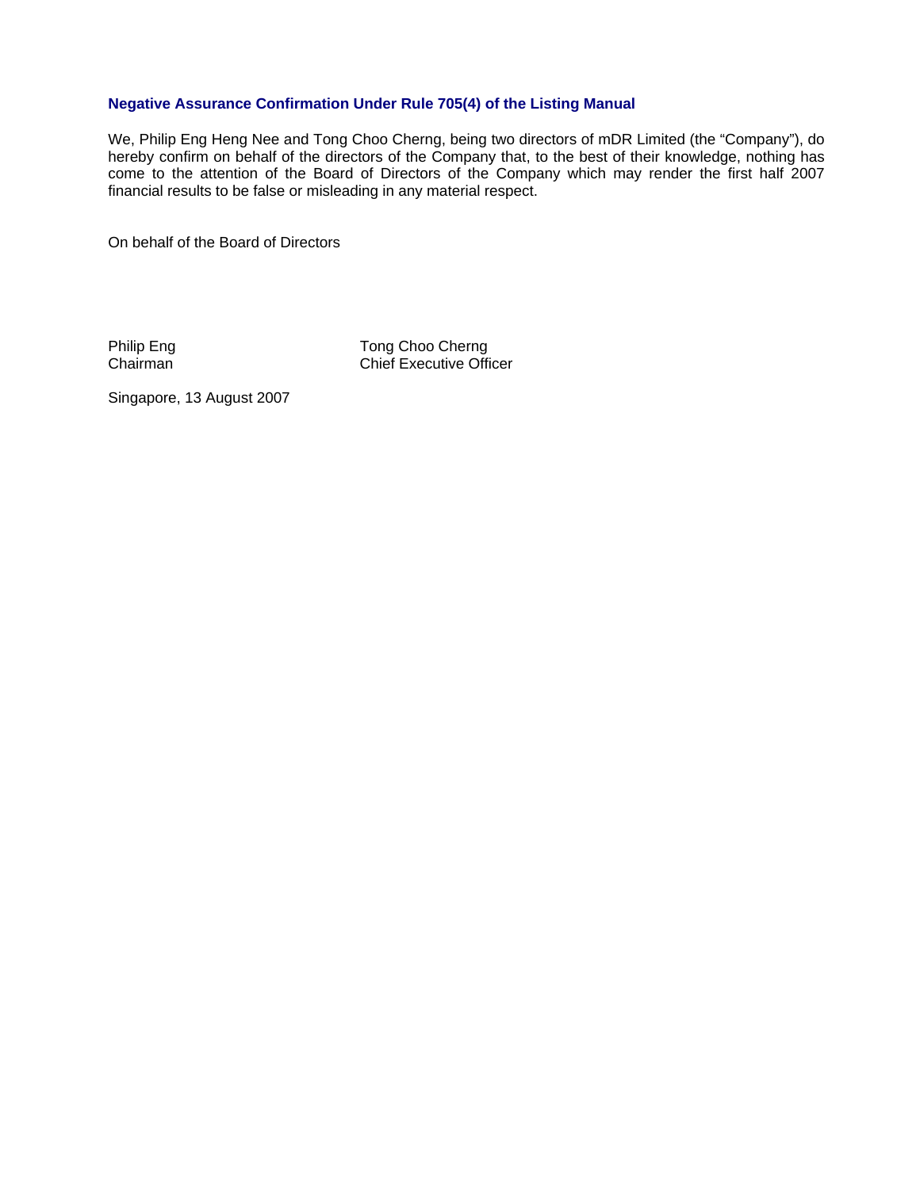### Negative Assurance Confirmation Under Rule 705(4) of the Listing Manual

We, Philip Eng Heng Nee and Tong Choo Cherng, being two directors of mDR Limited (the "Company"), do hereby confirm on behalf of the directors of the Company that, to the best of their knowledge, nothing has come to the attention of the Board of Directors of the Company which may render the first half 2007 financial results to be false or misleading in any material respect.

On behalf of the Board of Directors

| | |
|---|---|
| Philip Eng | Tong Choo Cherng |
| Chairman | Chief Executive Officer |

Singapore, 13 August 2007